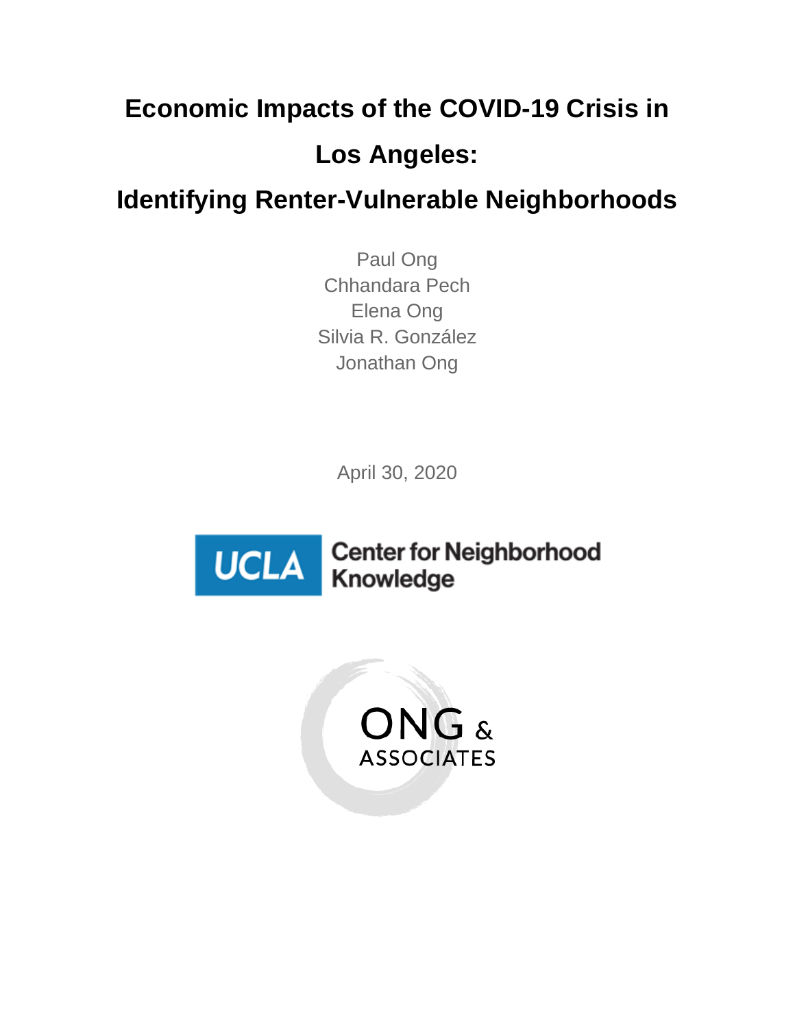# Economic Impacts of the COVID-19 Crisis in Los Angeles:

# Identifying Renter-Vulnerable Neighborhoods

Paul Ong
Chhandara Pech
Elena Ong
Silvia R. González
Jonathan Ong

April 30, 2020

UCLA Center for Neighborhood Knowledge

ONG & ASSOCIATES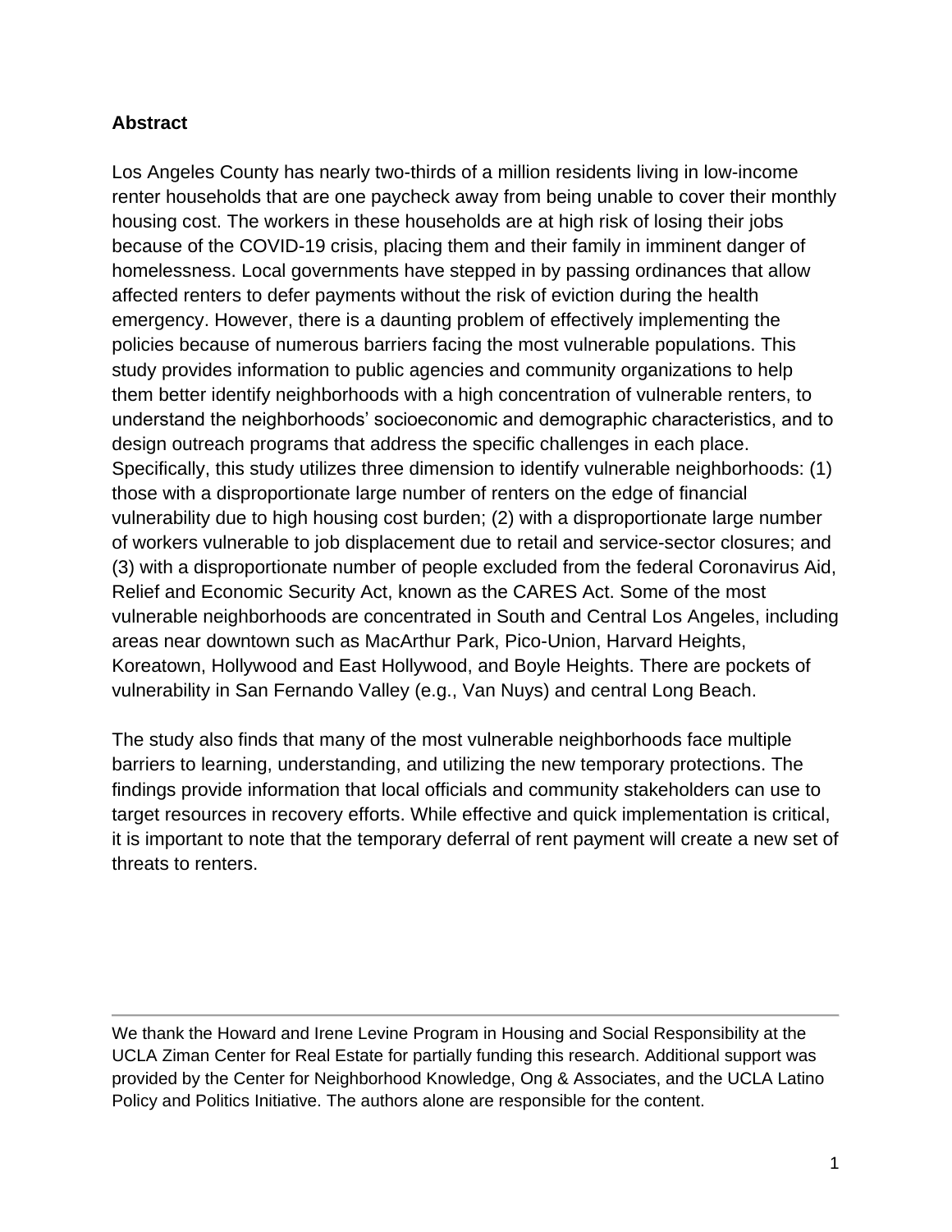**Abstract**

Los Angeles County has nearly two-thirds of a million residents living in low-income renter households that are one paycheck away from being unable to cover their monthly housing cost. The workers in these households are at high risk of losing their jobs because of the COVID-19 crisis, placing them and their family in imminent danger of homelessness. Local governments have stepped in by passing ordinances that allow affected renters to defer payments without the risk of eviction during the health emergency. However, there is a daunting problem of effectively implementing the policies because of numerous barriers facing the most vulnerable populations. This study provides information to public agencies and community organizations to help them better identify neighborhoods with a high concentration of vulnerable renters, to understand the neighborhoods' socioeconomic and demographic characteristics, and to design outreach programs that address the specific challenges in each place. Specifically, this study utilizes three dimension to identify vulnerable neighborhoods: (1) those with a disproportionate large number of renters on the edge of financial vulnerability due to high housing cost burden; (2) with a disproportionate large number of workers vulnerable to job displacement due to retail and service-sector closures; and (3) with a disproportionate number of people excluded from the federal Coronavirus Aid, Relief and Economic Security Act, known as the CARES Act. Some of the most vulnerable neighborhoods are concentrated in South and Central Los Angeles, including areas near downtown such as MacArthur Park, Pico-Union, Harvard Heights, Koreatown, Hollywood and East Hollywood, and Boyle Heights. There are pockets of vulnerability in San Fernando Valley (e.g., Van Nuys) and central Long Beach.

The study also finds that many of the most vulnerable neighborhoods face multiple barriers to learning, understanding, and utilizing the new temporary protections. The findings provide information that local officials and community stakeholders can use to target resources in recovery efforts. While effective and quick implementation is critical, it is important to note that the temporary deferral of rent payment will create a new set of threats to renters.

---

We thank the Howard and Irene Levine Program in Housing and Social Responsibility at the UCLA Ziman Center for Real Estate for partially funding this research. Additional support was provided by the Center for Neighborhood Knowledge, Ong & Associates, and the UCLA Latino Policy and Politics Initiative. The authors alone are responsible for the content.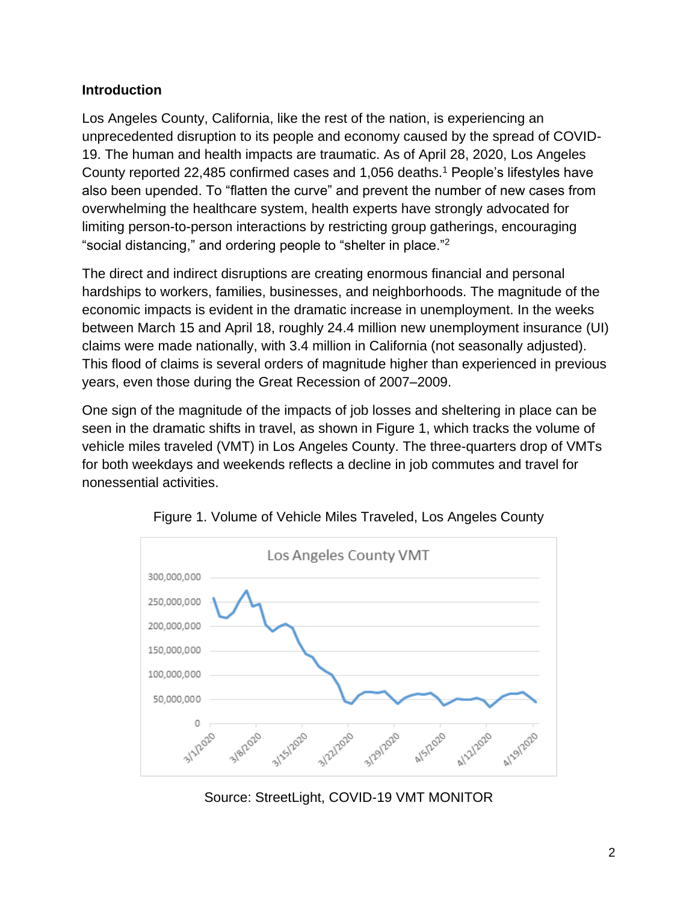## Introduction

Los Angeles County, California, like the rest of the nation, is experiencing an unprecedented disruption to its people and economy caused by the spread of COVID-19. The human and health impacts are traumatic. As of April 28, 2020, Los Angeles County reported 22,485 confirmed cases and 1,056 deaths.[1] People's lifestyles have also been upended. To "flatten the curve" and prevent the number of new cases from overwhelming the healthcare system, health experts have strongly advocated for limiting person-to-person interactions by restricting group gatherings, encouraging "social distancing," and ordering people to "shelter in place."[2]

The direct and indirect disruptions are creating enormous financial and personal hardships to workers, families, businesses, and neighborhoods. The magnitude of the economic impacts is evident in the dramatic increase in unemployment. In the weeks between March 15 and April 18, roughly 24.4 million new unemployment insurance (UI) claims were made nationally, with 3.4 million in California (not seasonally adjusted). This flood of claims is several orders of magnitude higher than experienced in previous years, even those during the Great Recession of 2007–2009.

One sign of the magnitude of the impacts of job losses and sheltering in place can be seen in the dramatic shifts in travel, as shown in Figure 1, which tracks the volume of vehicle miles traveled (VMT) in Los Angeles County. The three-quarters drop of VMTs for both weekdays and weekends reflects a decline in job commutes and travel for nonessential activities.

Figure 1. Volume of Vehicle Miles Traveled, Los Angeles County

Source: StreetLight, COVID-19 VMT MONITOR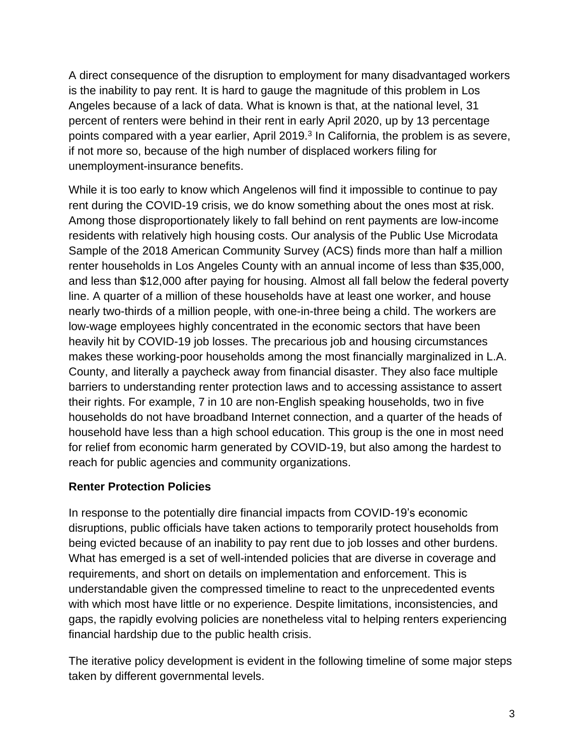A direct consequence of the disruption to employment for many disadvantaged workers is the inability to pay rent. It is hard to gauge the magnitude of this problem in Los Angeles because of a lack of data. What is known is that, at the national level, 31 percent of renters were behind in their rent in early April 2020, up by 13 percentage points compared with a year earlier, April 2019.[3] In California, the problem is as severe, if not more so, because of the high number of displaced workers filing for unemployment-insurance benefits.

While it is too early to know which Angelenos will find it impossible to continue to pay rent during the COVID-19 crisis, we do know something about the ones most at risk. Among those disproportionately likely to fall behind on rent payments are low-income residents with relatively high housing costs. Our analysis of the Public Use Microdata Sample of the 2018 American Community Survey (ACS) finds more than half a million renter households in Los Angeles County with an annual income of less than $35,000, and less than $12,000 after paying for housing. Almost all fall below the federal poverty line. A quarter of a million of these households have at least one worker, and house nearly two-thirds of a million people, with one-in-three being a child. The workers are low-wage employees highly concentrated in the economic sectors that have been heavily hit by COVID-19 job losses. The precarious job and housing circumstances makes these working-poor households among the most financially marginalized in L.A. County, and literally a paycheck away from financial disaster. They also face multiple barriers to understanding renter protection laws and to accessing assistance to assert their rights. For example, 7 in 10 are non-English speaking households, two in five households do not have broadband Internet connection, and a quarter of the heads of household have less than a high school education. This group is the one in most need for relief from economic harm generated by COVID-19, but also among the hardest to reach for public agencies and community organizations.

## Renter Protection Policies

In response to the potentially dire financial impacts from COVID-19's economic disruptions, public officials have taken actions to temporarily protect households from being evicted because of an inability to pay rent due to job losses and other burdens. What has emerged is a set of well-intended policies that are diverse in coverage and requirements, and short on details on implementation and enforcement. This is understandable given the compressed timeline to react to the unprecedented events with which most have little or no experience. Despite limitations, inconsistencies, and gaps, the rapidly evolving policies are nonetheless vital to helping renters experiencing financial hardship due to the public health crisis.

The iterative policy development is evident in the following timeline of some major steps taken by different governmental levels.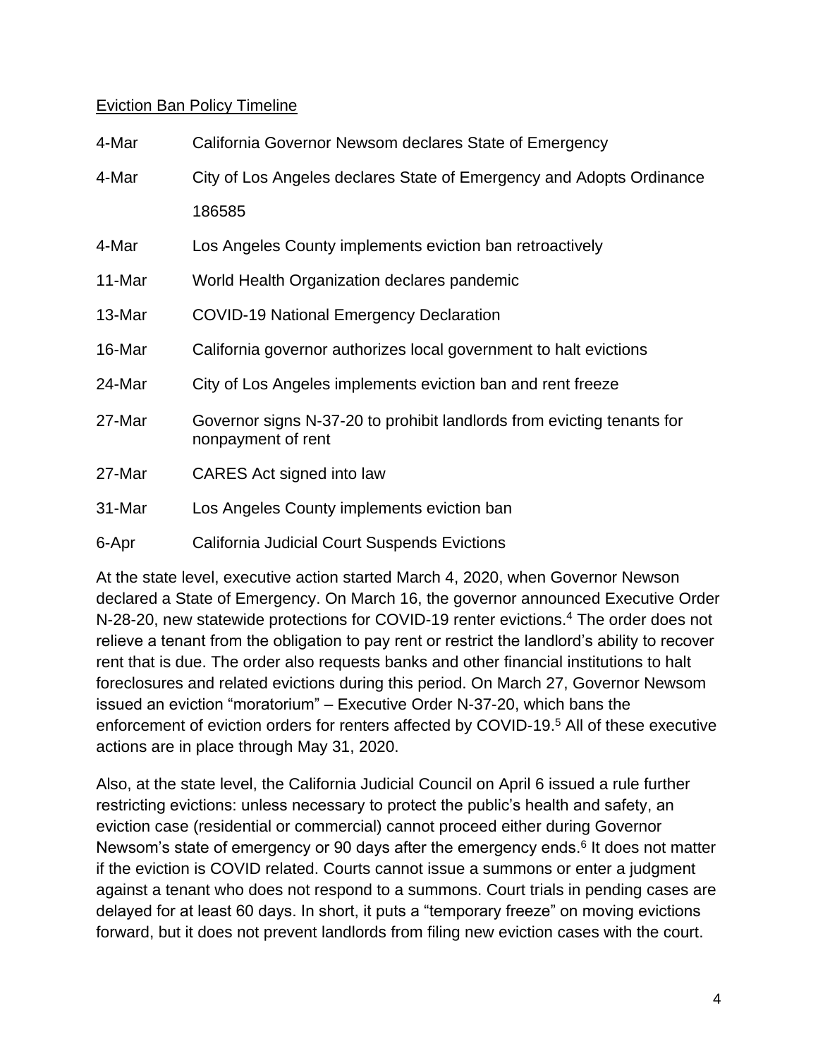Eviction Ban Policy Timeline

| | |
|---|---|
| 4-Mar | California Governor Newsom declares State of Emergency |
| 4-Mar | City of Los Angeles declares State of Emergency and Adopts Ordinance 186585 |
| 4-Mar | Los Angeles County implements eviction ban retroactively |
| 11-Mar | World Health Organization declares pandemic |
| 13-Mar | COVID-19 National Emergency Declaration |
| 16-Mar | California governor authorizes local government to halt evictions |
| 24-Mar | City of Los Angeles implements eviction ban and rent freeze |
| 27-Mar | Governor signs N-37-20 to prohibit landlords from evicting tenants for nonpayment of rent |
| 27-Mar | CARES Act signed into law |
| 31-Mar | Los Angeles County implements eviction ban |
| 6-Apr | California Judicial Court Suspends Evictions |

At the state level, executive action started March 4, 2020, when Governor Newson declared a State of Emergency. On March 16, the governor announced Executive Order N-28-20, new statewide protections for COVID-19 renter evictions.[4] The order does not relieve a tenant from the obligation to pay rent or restrict the landlord's ability to recover rent that is due. The order also requests banks and other financial institutions to halt foreclosures and related evictions during this period. On March 27, Governor Newsom issued an eviction "moratorium" – Executive Order N-37-20, which bans the enforcement of eviction orders for renters affected by COVID-19.[5] All of these executive actions are in place through May 31, 2020.

Also, at the state level, the California Judicial Council on April 6 issued a rule further restricting evictions: unless necessary to protect the public's health and safety, an eviction case (residential or commercial) cannot proceed either during Governor Newsom's state of emergency or 90 days after the emergency ends.[6] It does not matter if the eviction is COVID related. Courts cannot issue a summons or enter a judgment against a tenant who does not respond to a summons. Court trials in pending cases are delayed for at least 60 days. In short, it puts a "temporary freeze" on moving evictions forward, but it does not prevent landlords from filing new eviction cases with the court.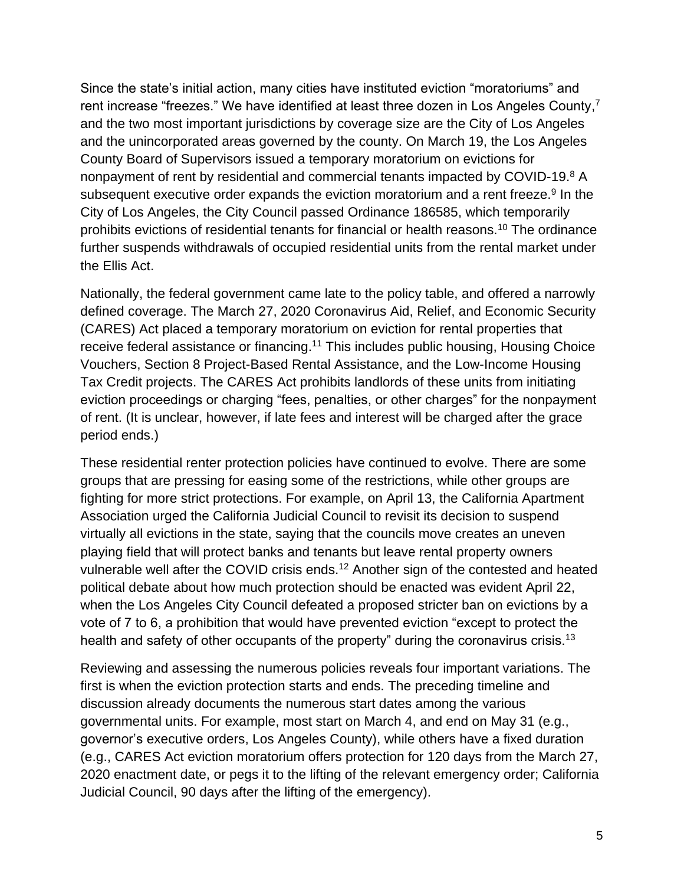Since the state's initial action, many cities have instituted eviction "moratoriums" and rent increase "freezes." We have identified at least three dozen in Los Angeles County,[7] and the two most important jurisdictions by coverage size are the City of Los Angeles and the unincorporated areas governed by the county. On March 19, the Los Angeles County Board of Supervisors issued a temporary moratorium on evictions for nonpayment of rent by residential and commercial tenants impacted by COVID-19.[8] A subsequent executive order expands the eviction moratorium and a rent freeze.[9] In the City of Los Angeles, the City Council passed Ordinance 186585, which temporarily prohibits evictions of residential tenants for financial or health reasons.[10] The ordinance further suspends withdrawals of occupied residential units from the rental market under the Ellis Act.

Nationally, the federal government came late to the policy table, and offered a narrowly defined coverage. The March 27, 2020 Coronavirus Aid, Relief, and Economic Security (CARES) Act placed a temporary moratorium on eviction for rental properties that receive federal assistance or financing.[11] This includes public housing, Housing Choice Vouchers, Section 8 Project-Based Rental Assistance, and the Low-Income Housing Tax Credit projects. The CARES Act prohibits landlords of these units from initiating eviction proceedings or charging "fees, penalties, or other charges" for the nonpayment of rent. (It is unclear, however, if late fees and interest will be charged after the grace period ends.)

These residential renter protection policies have continued to evolve. There are some groups that are pressing for easing some of the restrictions, while other groups are fighting for more strict protections. For example, on April 13, the California Apartment Association urged the California Judicial Council to revisit its decision to suspend virtually all evictions in the state, saying that the councils move creates an uneven playing field that will protect banks and tenants but leave rental property owners vulnerable well after the COVID crisis ends.[12] Another sign of the contested and heated political debate about how much protection should be enacted was evident April 22, when the Los Angeles City Council defeated a proposed stricter ban on evictions by a vote of 7 to 6, a prohibition that would have prevented eviction "except to protect the health and safety of other occupants of the property" during the coronavirus crisis.[13]

Reviewing and assessing the numerous policies reveals four important variations. The first is when the eviction protection starts and ends. The preceding timeline and discussion already documents the numerous start dates among the various governmental units. For example, most start on March 4, and end on May 31 (e.g., governor's executive orders, Los Angeles County), while others have a fixed duration (e.g., CARES Act eviction moratorium offers protection for 120 days from the March 27, 2020 enactment date, or pegs it to the lifting of the relevant emergency order; California Judicial Council, 90 days after the lifting of the emergency).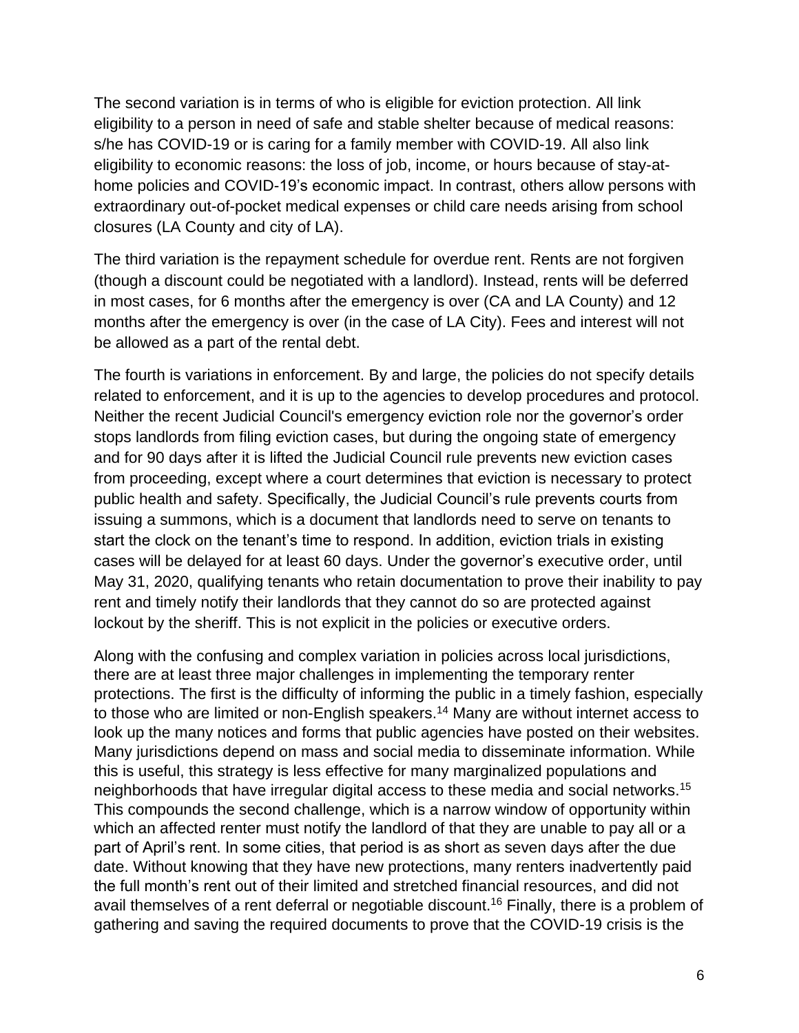The second variation is in terms of who is eligible for eviction protection. All link eligibility to a person in need of safe and stable shelter because of medical reasons: s/he has COVID-19 or is caring for a family member with COVID-19. All also link eligibility to economic reasons: the loss of job, income, or hours because of stay-at-home policies and COVID-19's economic impact. In contrast, others allow persons with extraordinary out-of-pocket medical expenses or child care needs arising from school closures (LA County and city of LA).

The third variation is the repayment schedule for overdue rent. Rents are not forgiven (though a discount could be negotiated with a landlord). Instead, rents will be deferred in most cases, for 6 months after the emergency is over (CA and LA County) and 12 months after the emergency is over (in the case of LA City). Fees and interest will not be allowed as a part of the rental debt.

The fourth is variations in enforcement. By and large, the policies do not specify details related to enforcement, and it is up to the agencies to develop procedures and protocol. Neither the recent Judicial Council's emergency eviction role nor the governor's order stops landlords from filing eviction cases, but during the ongoing state of emergency and for 90 days after it is lifted the Judicial Council rule prevents new eviction cases from proceeding, except where a court determines that eviction is necessary to protect public health and safety. Specifically, the Judicial Council's rule prevents courts from issuing a summons, which is a document that landlords need to serve on tenants to start the clock on the tenant's time to respond. In addition, eviction trials in existing cases will be delayed for at least 60 days. Under the governor's executive order, until May 31, 2020, qualifying tenants who retain documentation to prove their inability to pay rent and timely notify their landlords that they cannot do so are protected against lockout by the sheriff. This is not explicit in the policies or executive orders.

Along with the confusing and complex variation in policies across local jurisdictions, there are at least three major challenges in implementing the temporary renter protections. The first is the difficulty of informing the public in a timely fashion, especially to those who are limited or non-English speakers.[14] Many are without internet access to look up the many notices and forms that public agencies have posted on their websites. Many jurisdictions depend on mass and social media to disseminate information. While this is useful, this strategy is less effective for many marginalized populations and neighborhoods that have irregular digital access to these media and social networks.[15] This compounds the second challenge, which is a narrow window of opportunity within which an affected renter must notify the landlord of that they are unable to pay all or a part of April's rent. In some cities, that period is as short as seven days after the due date. Without knowing that they have new protections, many renters inadvertently paid the full month's rent out of their limited and stretched financial resources, and did not avail themselves of a rent deferral or negotiable discount.[16] Finally, there is a problem of gathering and saving the required documents to prove that the COVID-19 crisis is the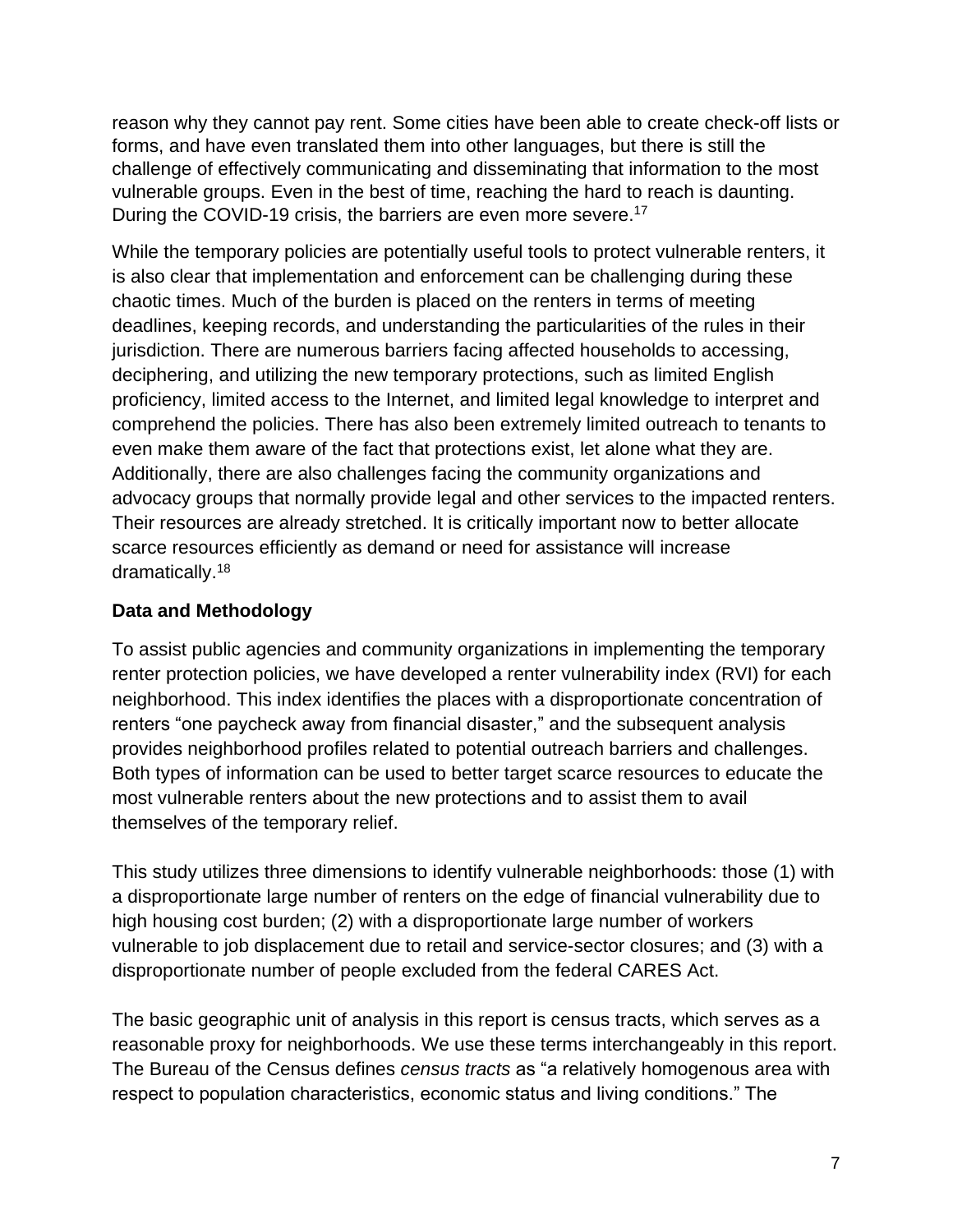reason why they cannot pay rent. Some cities have been able to create check-off lists or forms, and have even translated them into other languages, but there is still the challenge of effectively communicating and disseminating that information to the most vulnerable groups. Even in the best of time, reaching the hard to reach is daunting. During the COVID-19 crisis, the barriers are even more severe.[17]

While the temporary policies are potentially useful tools to protect vulnerable renters, it is also clear that implementation and enforcement can be challenging during these chaotic times. Much of the burden is placed on the renters in terms of meeting deadlines, keeping records, and understanding the particularities of the rules in their jurisdiction. There are numerous barriers facing affected households to accessing, deciphering, and utilizing the new temporary protections, such as limited English proficiency, limited access to the Internet, and limited legal knowledge to interpret and comprehend the policies. There has also been extremely limited outreach to tenants to even make them aware of the fact that protections exist, let alone what they are. Additionally, there are also challenges facing the community organizations and advocacy groups that normally provide legal and other services to the impacted renters. Their resources are already stretched. It is critically important now to better allocate scarce resources efficiently as demand or need for assistance will increase dramatically.[18]

**Data and Methodology**

To assist public agencies and community organizations in implementing the temporary renter protection policies, we have developed a renter vulnerability index (RVI) for each neighborhood. This index identifies the places with a disproportionate concentration of renters "one paycheck away from financial disaster," and the subsequent analysis provides neighborhood profiles related to potential outreach barriers and challenges. Both types of information can be used to better target scarce resources to educate the most vulnerable renters about the new protections and to assist them to avail themselves of the temporary relief.

This study utilizes three dimensions to identify vulnerable neighborhoods: those (1) with a disproportionate large number of renters on the edge of financial vulnerability due to high housing cost burden; (2) with a disproportionate large number of workers vulnerable to job displacement due to retail and service-sector closures; and (3) with a disproportionate number of people excluded from the federal CARES Act.

The basic geographic unit of analysis in this report is census tracts, which serves as a reasonable proxy for neighborhoods. We use these terms interchangeably in this report. The Bureau of the Census defines *census tracts* as "a relatively homogenous area with respect to population characteristics, economic status and living conditions." The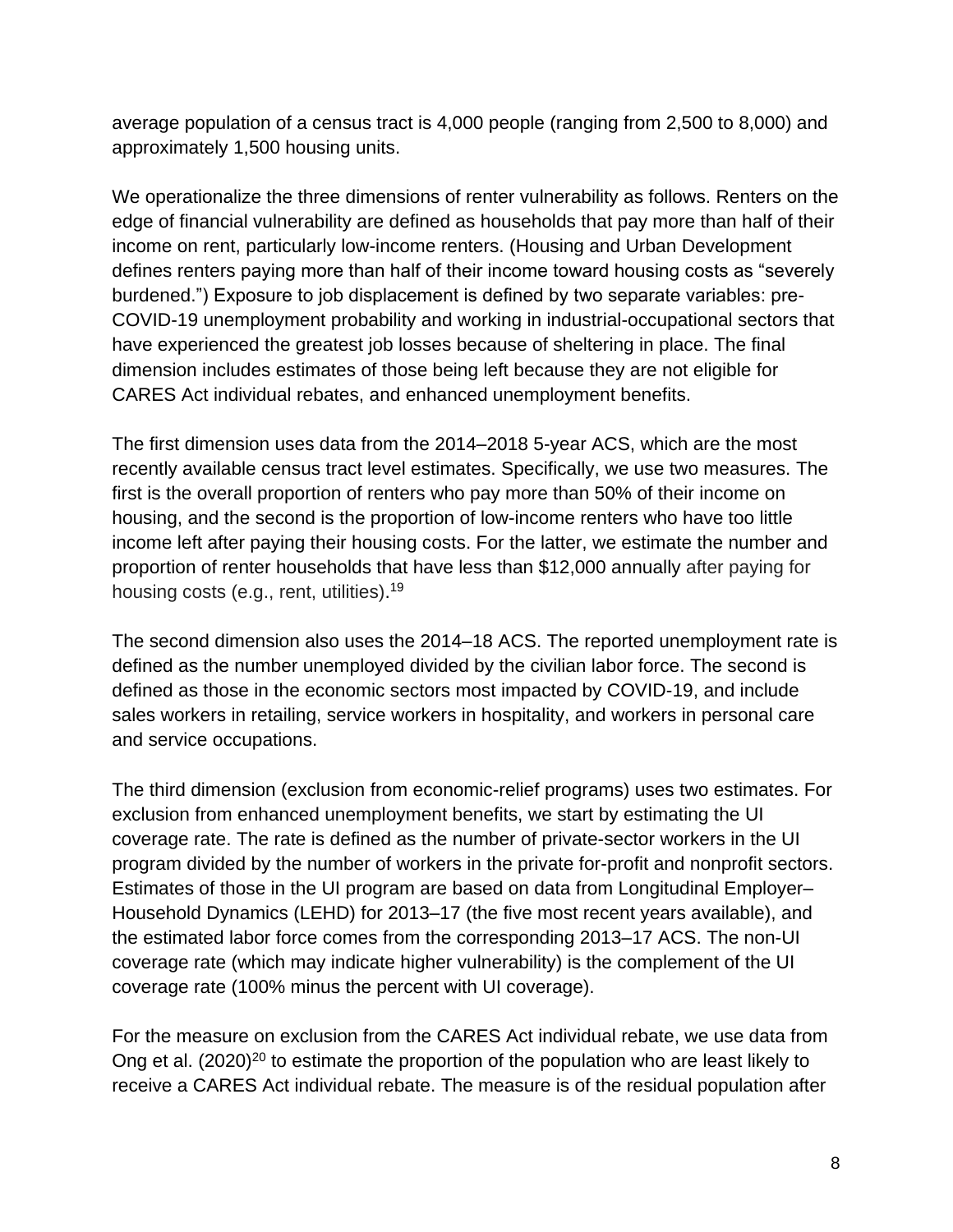average population of a census tract is 4,000 people (ranging from 2,500 to 8,000) and approximately 1,500 housing units.

We operationalize the three dimensions of renter vulnerability as follows. Renters on the edge of financial vulnerability are defined as households that pay more than half of their income on rent, particularly low-income renters. (Housing and Urban Development defines renters paying more than half of their income toward housing costs as "severely burdened.") Exposure to job displacement is defined by two separate variables: pre-COVID-19 unemployment probability and working in industrial-occupational sectors that have experienced the greatest job losses because of sheltering in place. The final dimension includes estimates of those being left because they are not eligible for CARES Act individual rebates, and enhanced unemployment benefits.

The first dimension uses data from the 2014–2018 5-year ACS, which are the most recently available census tract level estimates. Specifically, we use two measures. The first is the overall proportion of renters who pay more than 50% of their income on housing, and the second is the proportion of low-income renters who have too little income left after paying their housing costs. For the latter, we estimate the number and proportion of renter households that have less than \$12,000 annually after paying for housing costs (e.g., rent, utilities).[19]

The second dimension also uses the 2014–18 ACS. The reported unemployment rate is defined as the number unemployed divided by the civilian labor force. The second is defined as those in the economic sectors most impacted by COVID-19, and include sales workers in retailing, service workers in hospitality, and workers in personal care and service occupations.

The third dimension (exclusion from economic-relief programs) uses two estimates. For exclusion from enhanced unemployment benefits, we start by estimating the UI coverage rate. The rate is defined as the number of private-sector workers in the UI program divided by the number of workers in the private for-profit and nonprofit sectors. Estimates of those in the UI program are based on data from Longitudinal Employer–Household Dynamics (LEHD) for 2013–17 (the five most recent years available), and the estimated labor force comes from the corresponding 2013–17 ACS. The non-UI coverage rate (which may indicate higher vulnerability) is the complement of the UI coverage rate (100% minus the percent with UI coverage).

For the measure on exclusion from the CARES Act individual rebate, we use data from Ong et al. (2020)[20] to estimate the proportion of the population who are least likely to receive a CARES Act individual rebate. The measure is of the residual population after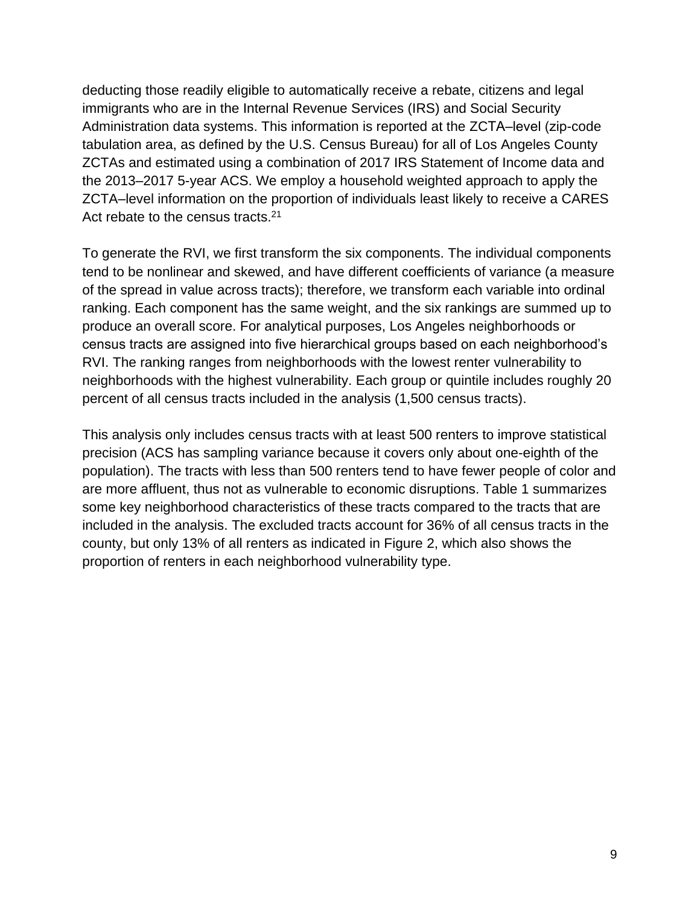deducting those readily eligible to automatically receive a rebate, citizens and legal immigrants who are in the Internal Revenue Services (IRS) and Social Security Administration data systems. This information is reported at the ZCTA–level (zip-code tabulation area, as defined by the U.S. Census Bureau) for all of Los Angeles County ZCTAs and estimated using a combination of 2017 IRS Statement of Income data and the 2013–2017 5-year ACS. We employ a household weighted approach to apply the ZCTA–level information on the proportion of individuals least likely to receive a CARES Act rebate to the census tracts.[21]

To generate the RVI, we first transform the six components. The individual components tend to be nonlinear and skewed, and have different coefficients of variance (a measure of the spread in value across tracts); therefore, we transform each variable into ordinal ranking. Each component has the same weight, and the six rankings are summed up to produce an overall score. For analytical purposes, Los Angeles neighborhoods or census tracts are assigned into five hierarchical groups based on each neighborhood's RVI. The ranking ranges from neighborhoods with the lowest renter vulnerability to neighborhoods with the highest vulnerability. Each group or quintile includes roughly 20 percent of all census tracts included in the analysis (1,500 census tracts).

This analysis only includes census tracts with at least 500 renters to improve statistical precision (ACS has sampling variance because it covers only about one-eighth of the population). The tracts with less than 500 renters tend to have fewer people of color and are more affluent, thus not as vulnerable to economic disruptions. Table 1 summarizes some key neighborhood characteristics of these tracts compared to the tracts that are included in the analysis. The excluded tracts account for 36% of all census tracts in the county, but only 13% of all renters as indicated in Figure 2, which also shows the proportion of renters in each neighborhood vulnerability type.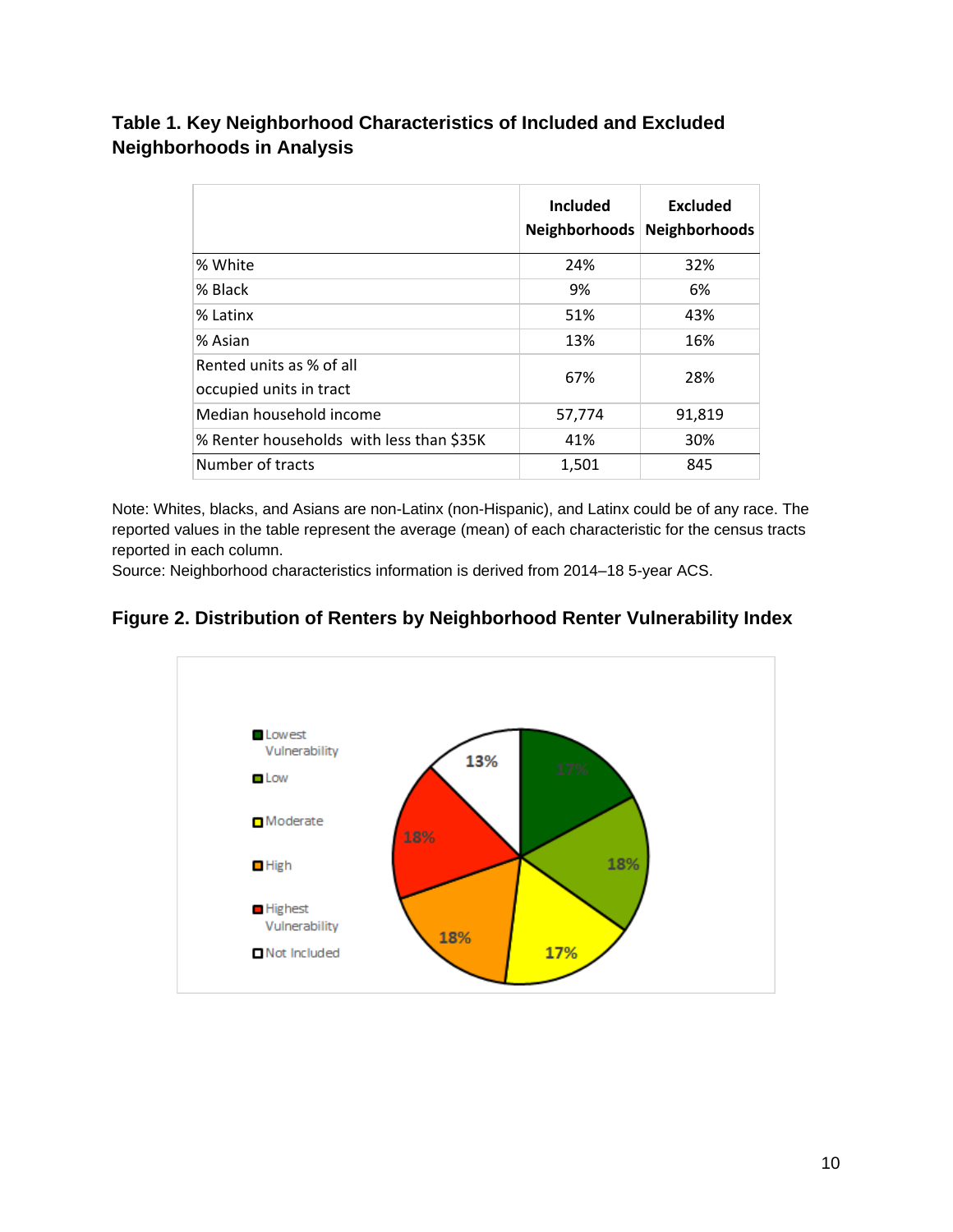**Table 1. Key Neighborhood Characteristics of Included and Excluded Neighborhoods in Analysis**

| | Included Neighborhoods | Excluded Neighborhoods |
|---|---|---|
| % White | 24% | 32% |
| % Black | 9% | 6% |
| % Latinx | 51% | 43% |
| % Asian | 13% | 16% |
| Rented units as % of all occupied units in tract | 67% | 28% |
| Median household income | 57,774 | 91,819 |
| % Renter households with less than $35K | 41% | 30% |
| Number of tracts | 1,501 | 845 |

Note: Whites, blacks, and Asians are non-Latinx (non-Hispanic), and Latinx could be of any race. The reported values in the table represent the average (mean) of each characteristic for the census tracts reported in each column.
Source: Neighborhood characteristics information is derived from 2014–18 5-year ACS.

**Figure 2. Distribution of Renters by Neighborhood Renter Vulnerability Index**

| Category | Share |
|---|---|
| Lowest Vulnerability | 17% |
| Low | 18% |
| Moderate | 17% |
| High | 18% |
| Highest Vulnerability | 18% |
| Not Included | 13% |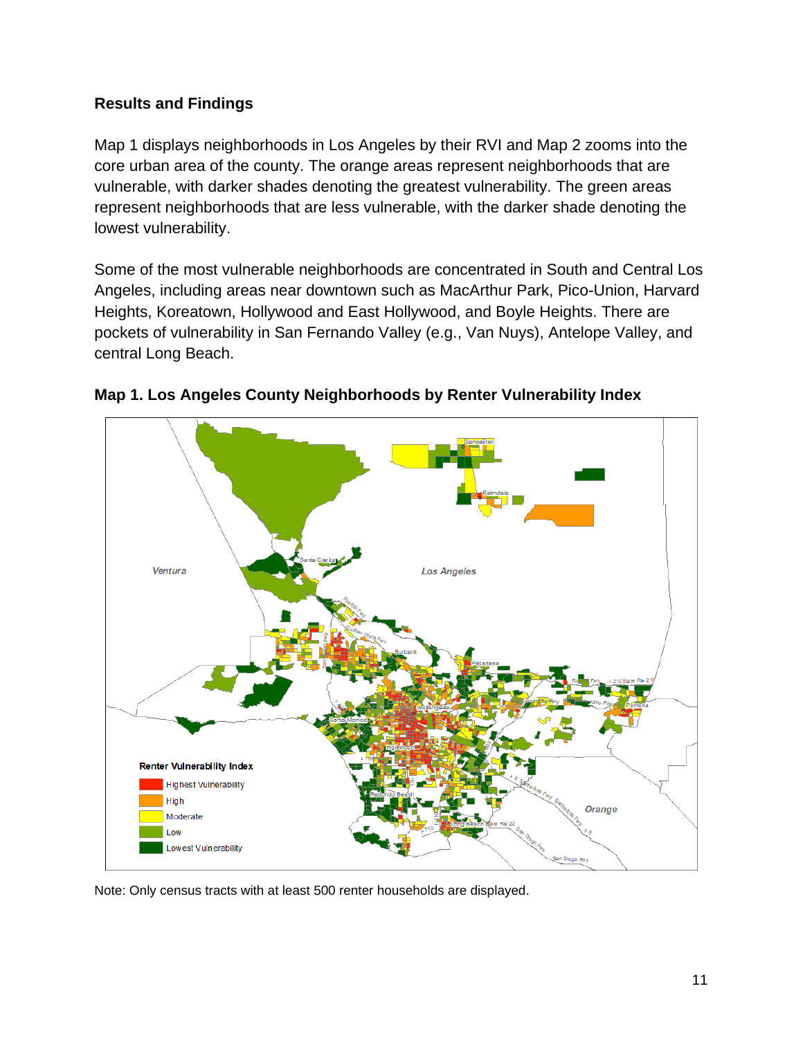## Results and Findings

Map 1 displays neighborhoods in Los Angeles by their RVI and Map 2 zooms into the core urban area of the county. The orange areas represent neighborhoods that are vulnerable, with darker shades denoting the greatest vulnerability. The green areas represent neighborhoods that are less vulnerable, with the darker shade denoting the lowest vulnerability.

Some of the most vulnerable neighborhoods are concentrated in South and Central Los Angeles, including areas near downtown such as MacArthur Park, Pico-Union, Harvard Heights, Koreatown, Hollywood and East Hollywood, and Boyle Heights. There are pockets of vulnerability in San Fernando Valley (e.g., Van Nuys), Antelope Valley, and central Long Beach.

**Map 1. Los Angeles County Neighborhoods by Renter Vulnerability Index**

Note: Only census tracts with at least 500 renter households are displayed.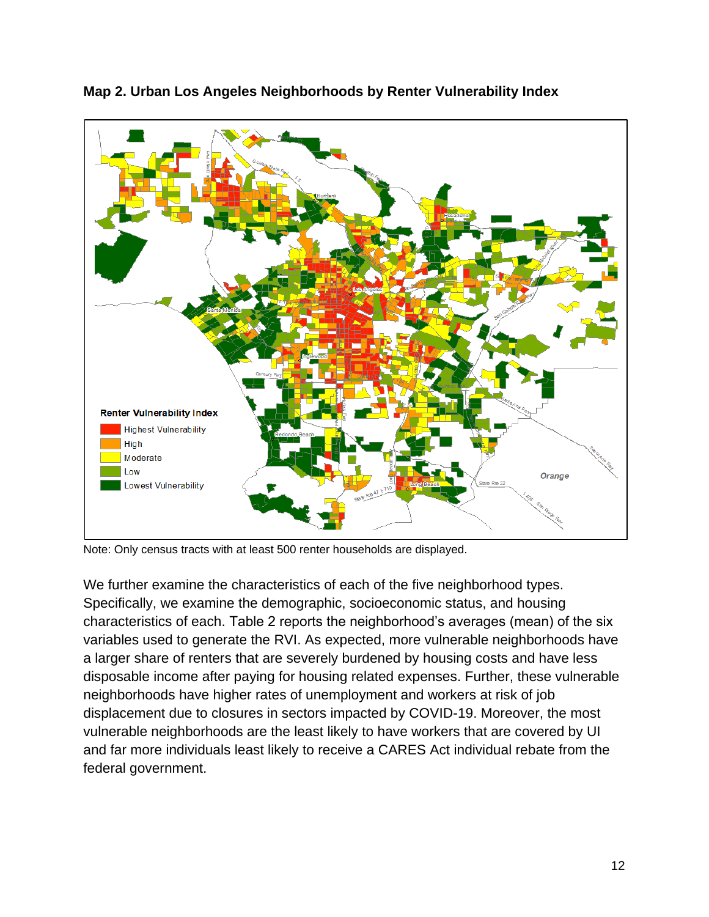**Map 2. Urban Los Angeles Neighborhoods by Renter Vulnerability Index**

Note: Only census tracts with at least 500 renter households are displayed.

We further examine the characteristics of each of the five neighborhood types. Specifically, we examine the demographic, socioeconomic status, and housing characteristics of each. Table 2 reports the neighborhood's averages (mean) of the six variables used to generate the RVI. As expected, more vulnerable neighborhoods have a larger share of renters that are severely burdened by housing costs and have less disposable income after paying for housing related expenses. Further, these vulnerable neighborhoods have higher rates of unemployment and workers at risk of job displacement due to closures in sectors impacted by COVID-19. Moreover, the most vulnerable neighborhoods are the least likely to have workers that are covered by UI and far more individuals least likely to receive a CARES Act individual rebate from the federal government.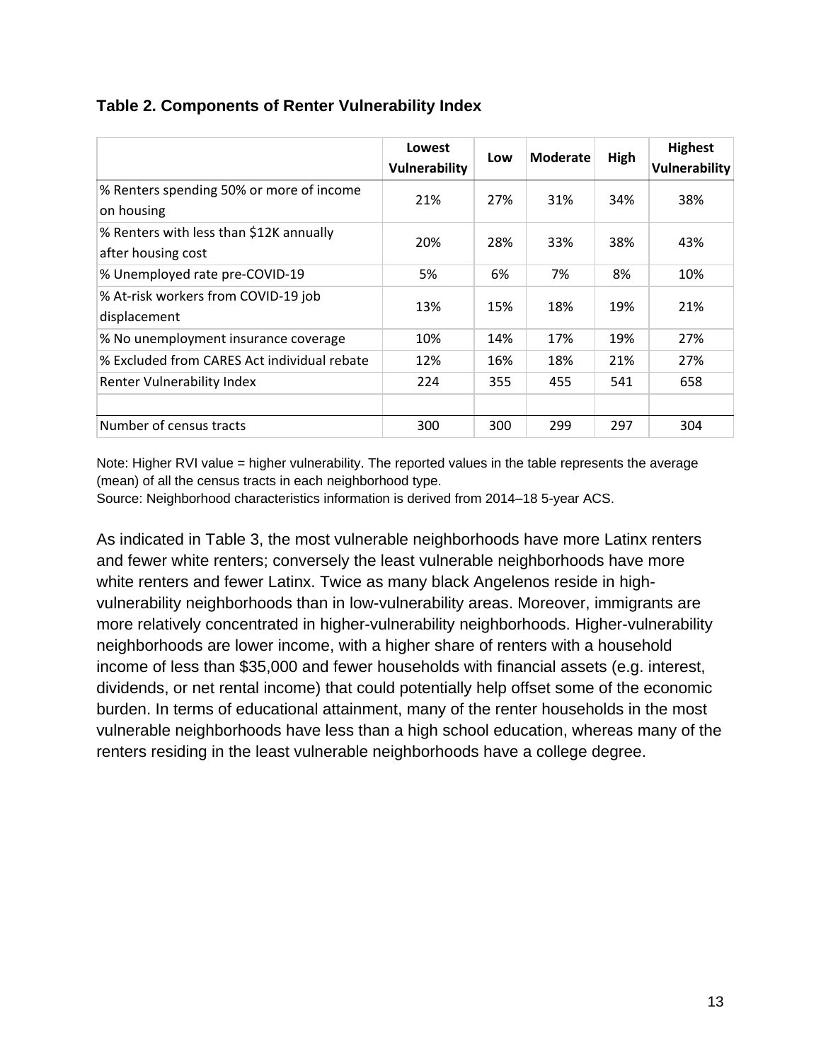**Table 2. Components of Renter Vulnerability Index**

| | Lowest Vulnerability | Low | Moderate | High | Highest Vulnerability |
|---|---|---|---|---|---|
| % Renters spending 50% or more of income on housing | 21% | 27% | 31% | 34% | 38% |
| % Renters with less than $12K annually after housing cost | 20% | 28% | 33% | 38% | 43% |
| % Unemployed rate pre-COVID-19 | 5% | 6% | 7% | 8% | 10% |
| % At-risk workers from COVID-19 job displacement | 13% | 15% | 18% | 19% | 21% |
| % No unemployment insurance coverage | 10% | 14% | 17% | 19% | 27% |
| % Excluded from CARES Act individual rebate | 12% | 16% | 18% | 21% | 27% |
| Renter Vulnerability Index | 224 | 355 | 455 | 541 | 658 |
| | | | | | |
| Number of census tracts | 300 | 300 | 299 | 297 | 304 |

Note: Higher RVI value = higher vulnerability. The reported values in the table represents the average (mean) of all the census tracts in each neighborhood type.
Source: Neighborhood characteristics information is derived from 2014–18 5-year ACS.

As indicated in Table 3, the most vulnerable neighborhoods have more Latinx renters and fewer white renters; conversely the least vulnerable neighborhoods have more white renters and fewer Latinx. Twice as many black Angelenos reside in high-vulnerability neighborhoods than in low-vulnerability areas. Moreover, immigrants are more relatively concentrated in higher-vulnerability neighborhoods. Higher-vulnerability neighborhoods are lower income, with a higher share of renters with a household income of less than $35,000 and fewer households with financial assets (e.g. interest, dividends, or net rental income) that could potentially help offset some of the economic burden. In terms of educational attainment, many of the renter households in the most vulnerable neighborhoods have less than a high school education, whereas many of the renters residing in the least vulnerable neighborhoods have a college degree.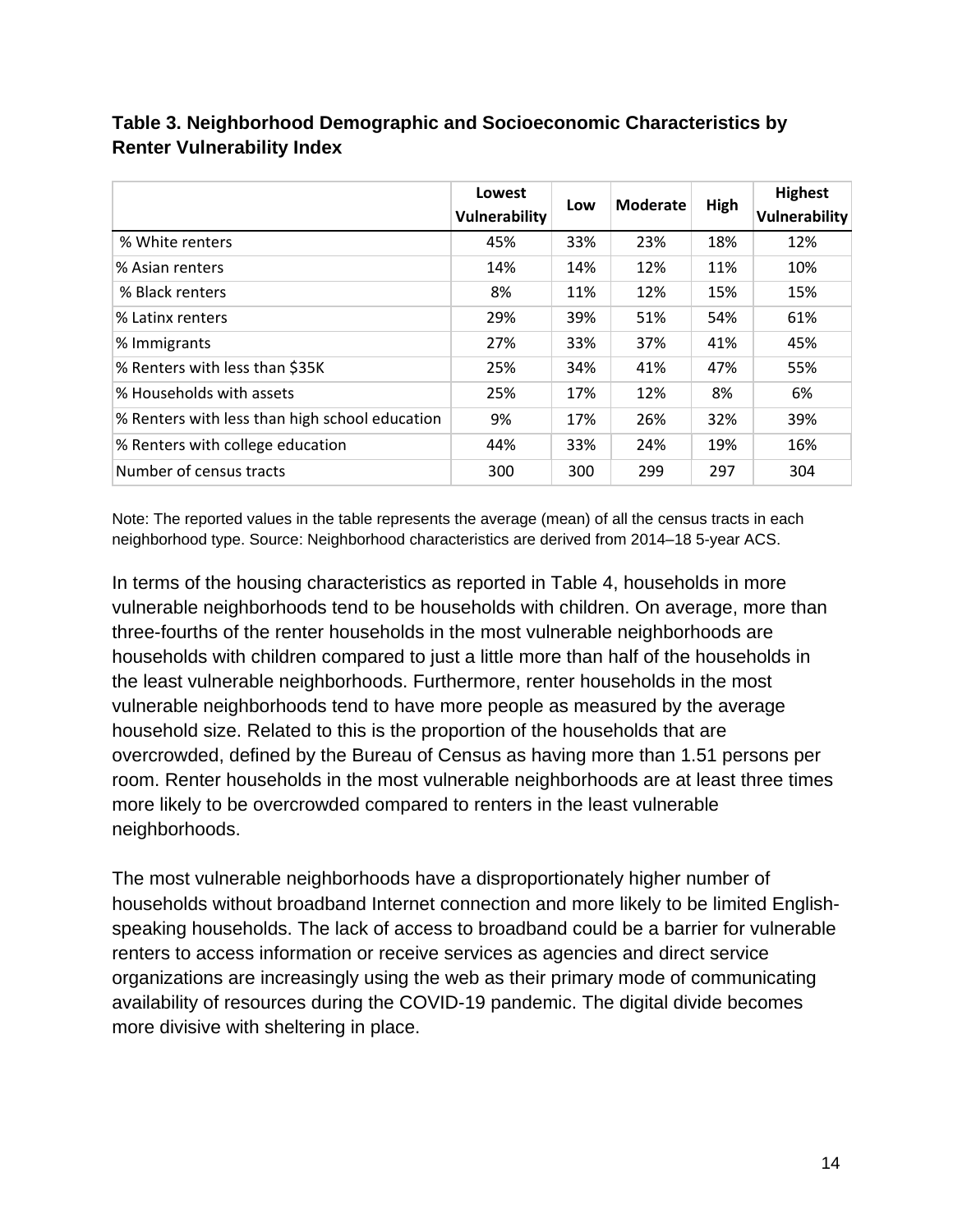**Table 3. Neighborhood Demographic and Socioeconomic Characteristics by Renter Vulnerability Index**

| | Lowest Vulnerability | Low | Moderate | High | Highest Vulnerability |
|---|---|---|---|---|---|
| % White renters | 45% | 33% | 23% | 18% | 12% |
| % Asian renters | 14% | 14% | 12% | 11% | 10% |
| % Black renters | 8% | 11% | 12% | 15% | 15% |
| % Latinx renters | 29% | 39% | 51% | 54% | 61% |
| % Immigrants | 27% | 33% | 37% | 41% | 45% |
| % Renters with less than $35K | 25% | 34% | 41% | 47% | 55% |
| % Households with assets | 25% | 17% | 12% | 8% | 6% |
| % Renters with less than high school education | 9% | 17% | 26% | 32% | 39% |
| % Renters with college education | 44% | 33% | 24% | 19% | 16% |
| Number of census tracts | 300 | 300 | 299 | 297 | 304 |

Note: The reported values in the table represents the average (mean) of all the census tracts in each neighborhood type. Source: Neighborhood characteristics are derived from 2014–18 5-year ACS.

In terms of the housing characteristics as reported in Table 4, households in more vulnerable neighborhoods tend to be households with children. On average, more than three-fourths of the renter households in the most vulnerable neighborhoods are households with children compared to just a little more than half of the households in the least vulnerable neighborhoods. Furthermore, renter households in the most vulnerable neighborhoods tend to have more people as measured by the average household size. Related to this is the proportion of the households that are overcrowded, defined by the Bureau of Census as having more than 1.51 persons per room. Renter households in the most vulnerable neighborhoods are at least three times more likely to be overcrowded compared to renters in the least vulnerable neighborhoods.

The most vulnerable neighborhoods have a disproportionately higher number of households without broadband Internet connection and more likely to be limited English-speaking households. The lack of access to broadband could be a barrier for vulnerable renters to access information or receive services as agencies and direct service organizations are increasingly using the web as their primary mode of communicating availability of resources during the COVID-19 pandemic. The digital divide becomes more divisive with sheltering in place.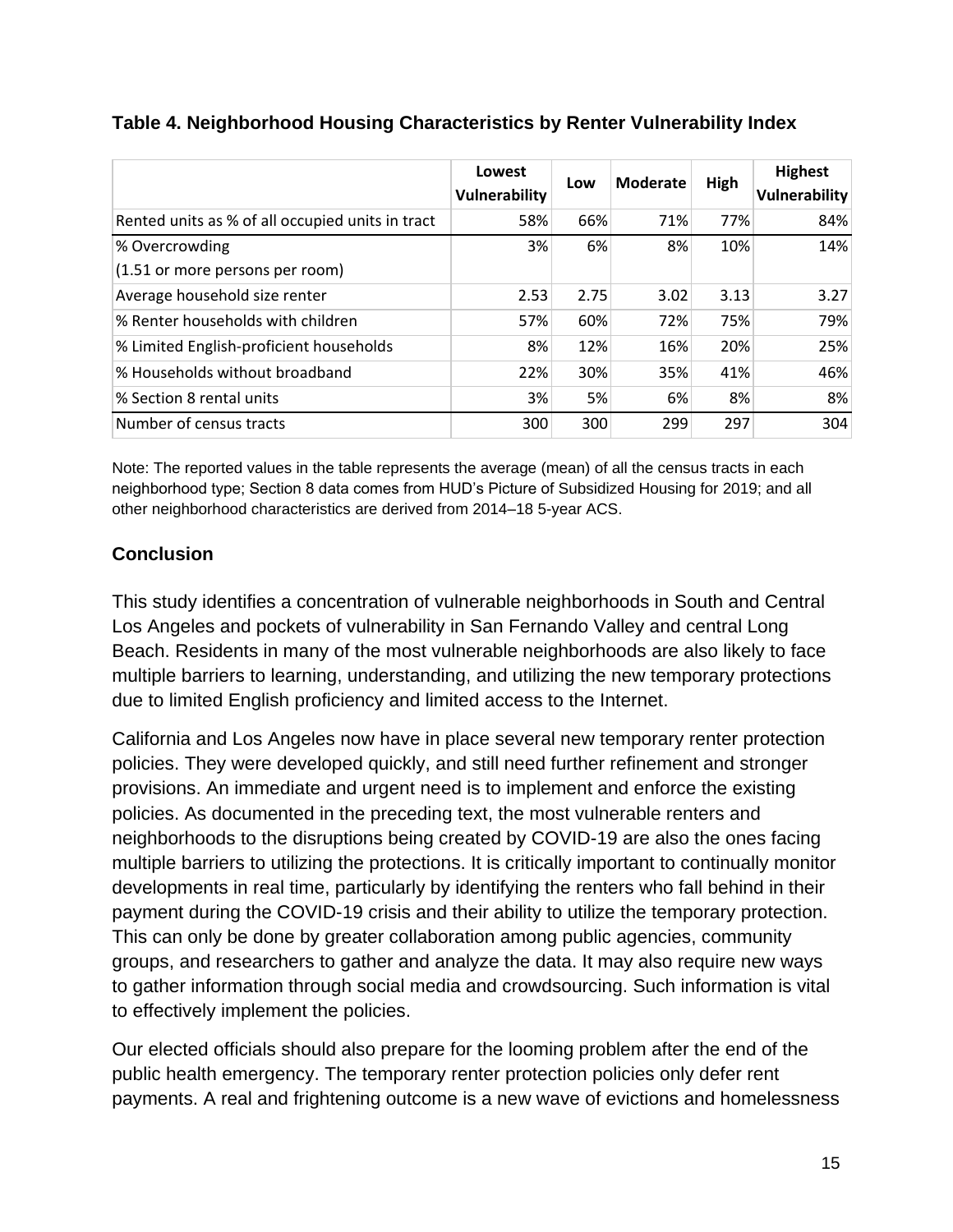**Table 4. Neighborhood Housing Characteristics by Renter Vulnerability Index**

| | Lowest Vulnerability | Low | Moderate | High | Highest Vulnerability |
|---|---|---|---|---|---|
| Rented units as % of all occupied units in tract | 58% | 66% | 71% | 77% | 84% |
| % Overcrowding (1.51 or more persons per room) | 3% | 6% | 8% | 10% | 14% |
| Average household size renter | 2.53 | 2.75 | 3.02 | 3.13 | 3.27 |
| % Renter households with children | 57% | 60% | 72% | 75% | 79% |
| % Limited English-proficient households | 8% | 12% | 16% | 20% | 25% |
| % Households without broadband | 22% | 30% | 35% | 41% | 46% |
| % Section 8 rental units | 3% | 5% | 6% | 8% | 8% |
| Number of census tracts | 300 | 300 | 299 | 297 | 304 |

Note: The reported values in the table represents the average (mean) of all the census tracts in each neighborhood type; Section 8 data comes from HUD's Picture of Subsidized Housing for 2019; and all other neighborhood characteristics are derived from 2014–18 5-year ACS.

## Conclusion

This study identifies a concentration of vulnerable neighborhoods in South and Central Los Angeles and pockets of vulnerability in San Fernando Valley and central Long Beach. Residents in many of the most vulnerable neighborhoods are also likely to face multiple barriers to learning, understanding, and utilizing the new temporary protections due to limited English proficiency and limited access to the Internet.

California and Los Angeles now have in place several new temporary renter protection policies. They were developed quickly, and still need further refinement and stronger provisions. An immediate and urgent need is to implement and enforce the existing policies. As documented in the preceding text, the most vulnerable renters and neighborhoods to the disruptions being created by COVID-19 are also the ones facing multiple barriers to utilizing the protections. It is critically important to continually monitor developments in real time, particularly by identifying the renters who fall behind in their payment during the COVID-19 crisis and their ability to utilize the temporary protection. This can only be done by greater collaboration among public agencies, community groups, and researchers to gather and analyze the data. It may also require new ways to gather information through social media and crowdsourcing. Such information is vital to effectively implement the policies.

Our elected officials should also prepare for the looming problem after the end of the public health emergency. The temporary renter protection policies only defer rent payments. A real and frightening outcome is a new wave of evictions and homelessness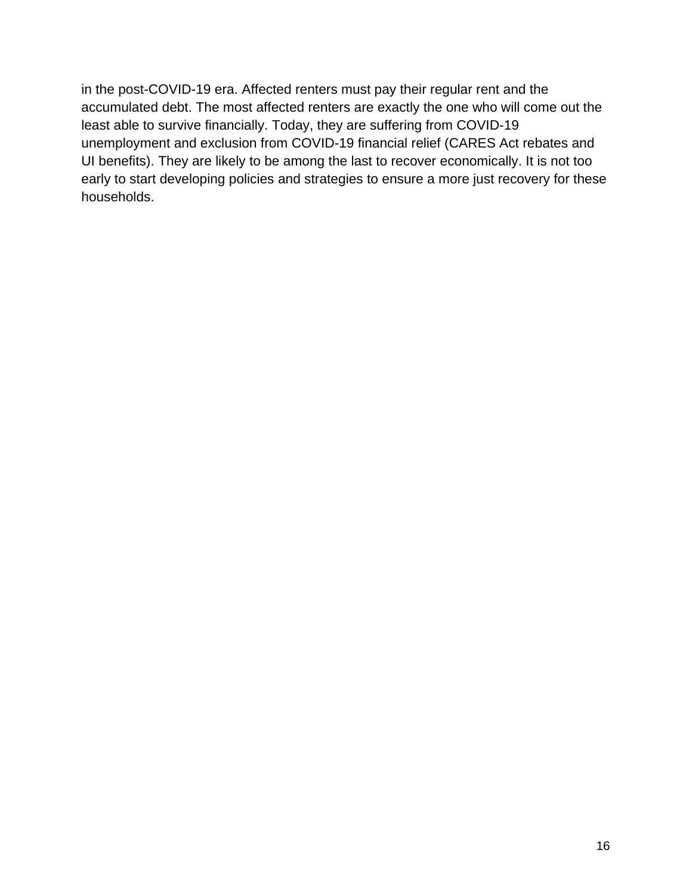in the post-COVID-19 era. Affected renters must pay their regular rent and the accumulated debt. The most affected renters are exactly the one who will come out the least able to survive financially. Today, they are suffering from COVID-19 unemployment and exclusion from COVID-19 financial relief (CARES Act rebates and UI benefits). They are likely to be among the last to recover economically. It is not too early to start developing policies and strategies to ensure a more just recovery for these households.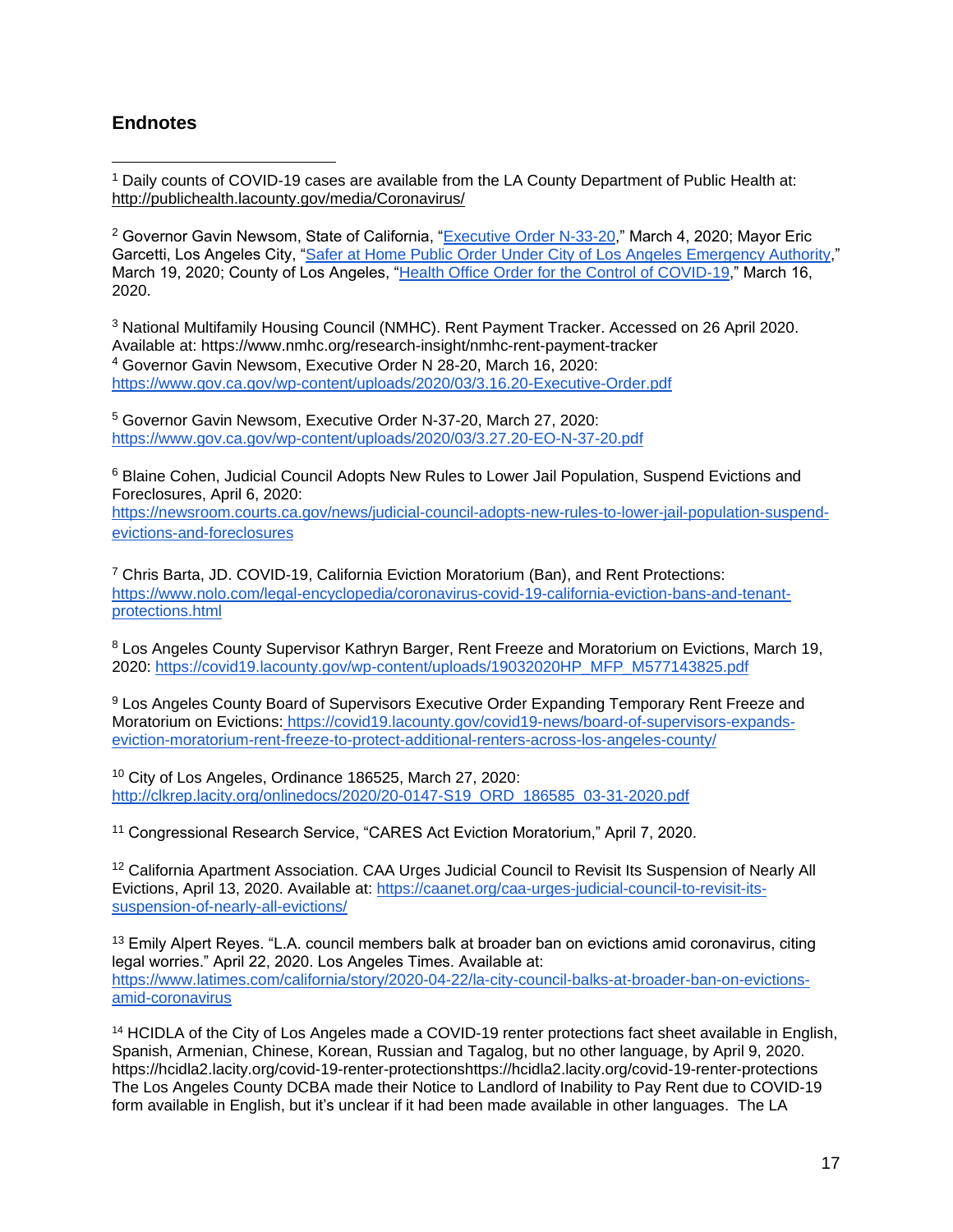## Endnotes

[1] Daily counts of COVID-19 cases are available from the LA County Department of Public Health at: http://publichealth.lacounty.gov/media/Coronavirus/

[2] Governor Gavin Newsom, State of California, "Executive Order N-33-20," March 4, 2020; Mayor Eric Garcetti, Los Angeles City, "Safer at Home Public Order Under City of Los Angeles Emergency Authority," March 19, 2020; County of Los Angeles, "Health Office Order for the Control of COVID-19," March 16, 2020.

[3] National Multifamily Housing Council (NMHC). Rent Payment Tracker. Accessed on 26 April 2020. Available at: https://www.nmhc.org/research-insight/nmhc-rent-payment-tracker

[4] Governor Gavin Newsom, Executive Order N 28-20, March 16, 2020: https://www.gov.ca.gov/wp-content/uploads/2020/03/3.16.20-Executive-Order.pdf

[5] Governor Gavin Newsom, Executive Order N-37-20, March 27, 2020: https://www.gov.ca.gov/wp-content/uploads/2020/03/3.27.20-EO-N-37-20.pdf

[6] Blaine Cohen, Judicial Council Adopts New Rules to Lower Jail Population, Suspend Evictions and Foreclosures, April 6, 2020: https://newsroom.courts.ca.gov/news/judicial-council-adopts-new-rules-to-lower-jail-population-suspend-evictions-and-foreclosures

[7] Chris Barta, JD. COVID-19, California Eviction Moratorium (Ban), and Rent Protections: https://www.nolo.com/legal-encyclopedia/coronavirus-covid-19-california-eviction-bans-and-tenant-protections.html

[8] Los Angeles County Supervisor Kathryn Barger, Rent Freeze and Moratorium on Evictions, March 19, 2020: https://covid19.lacounty.gov/wp-content/uploads/19032020HP_MFP_M577143825.pdf

[9] Los Angeles County Board of Supervisors Executive Order Expanding Temporary Rent Freeze and Moratorium on Evictions: https://covid19.lacounty.gov/covid19-news/board-of-supervisors-expands-eviction-moratorium-rent-freeze-to-protect-additional-renters-across-los-angeles-county/

[10] City of Los Angeles, Ordinance 186525, March 27, 2020: http://clkrep.lacity.org/onlinedocs/2020/20-0147-S19_ORD_186585_03-31-2020.pdf

[11] Congressional Research Service, "CARES Act Eviction Moratorium," April 7, 2020.

[12] California Apartment Association. CAA Urges Judicial Council to Revisit Its Suspension of Nearly All Evictions, April 13, 2020. Available at: https://caanet.org/caa-urges-judicial-council-to-revisit-its-suspension-of-nearly-all-evictions/

[13] Emily Alpert Reyes. "L.A. council members balk at broader ban on evictions amid coronavirus, citing legal worries." April 22, 2020. Los Angeles Times. Available at: https://www.latimes.com/california/story/2020-04-22/la-city-council-balks-at-broader-ban-on-evictions-amid-coronavirus

[14] HCIDLA of the City of Los Angeles made a COVID-19 renter protections fact sheet available in English, Spanish, Armenian, Chinese, Korean, Russian and Tagalog, but no other language, by April 9, 2020. https://hcidla2.lacity.org/covid-19-renter-protectionshttps://hcidla2.lacity.org/covid-19-renter-protections The Los Angeles County DCBA made their Notice to Landlord of Inability to Pay Rent due to COVID-19 form available in English, but it's unclear if it had been made available in other languages. The LA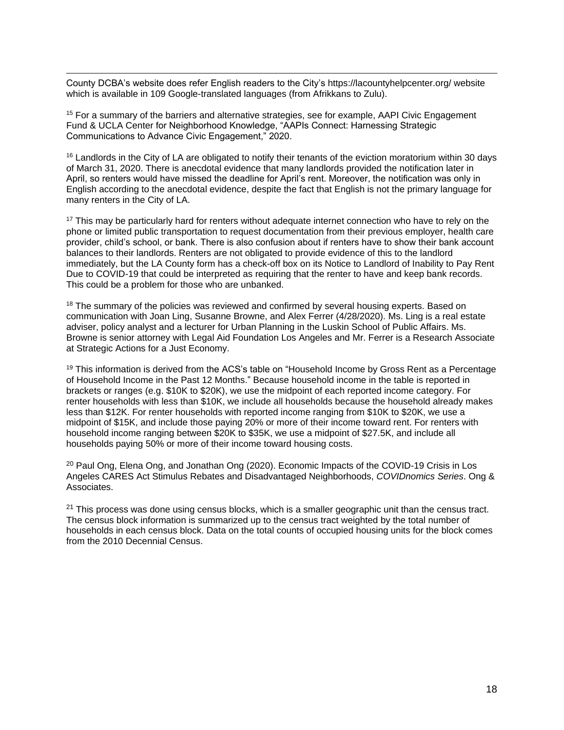County DCBA's website does refer English readers to the City's https://lacountyhelpcenter.org/ website which is available in 109 Google-translated languages (from Afrikkans to Zulu).

[15] For a summary of the barriers and alternative strategies, see for example, AAPI Civic Engagement Fund & UCLA Center for Neighborhood Knowledge, "AAPIs Connect: Harnessing Strategic Communications to Advance Civic Engagement," 2020.

[16] Landlords in the City of LA are obligated to notify their tenants of the eviction moratorium within 30 days of March 31, 2020. There is anecdotal evidence that many landlords provided the notification later in April, so renters would have missed the deadline for April's rent. Moreover, the notification was only in English according to the anecdotal evidence, despite the fact that English is not the primary language for many renters in the City of LA.

[17] This may be particularly hard for renters without adequate internet connection who have to rely on the phone or limited public transportation to request documentation from their previous employer, health care provider, child's school, or bank. There is also confusion about if renters have to show their bank account balances to their landlords. Renters are not obligated to provide evidence of this to the landlord immediately, but the LA County form has a check-off box on its Notice to Landlord of Inability to Pay Rent Due to COVID-19 that could be interpreted as requiring that the renter to have and keep bank records. This could be a problem for those who are unbanked.

[18] The summary of the policies was reviewed and confirmed by several housing experts. Based on communication with Joan Ling, Susanne Browne, and Alex Ferrer (4/28/2020). Ms. Ling is a real estate adviser, policy analyst and a lecturer for Urban Planning in the Luskin School of Public Affairs. Ms. Browne is senior attorney with Legal Aid Foundation Los Angeles and Mr. Ferrer is a Research Associate at Strategic Actions for a Just Economy.

[19] This information is derived from the ACS's table on "Household Income by Gross Rent as a Percentage of Household Income in the Past 12 Months." Because household income in the table is reported in brackets or ranges (e.g. $10K to $20K), we use the midpoint of each reported income category. For renter households with less than $10K, we include all households because the household already makes less than $12K. For renter households with reported income ranging from $10K to $20K, we use a midpoint of $15K, and include those paying 20% or more of their income toward rent. For renters with household income ranging between $20K to $35K, we use a midpoint of $27.5K, and include all households paying 50% or more of their income toward housing costs.

[20] Paul Ong, Elena Ong, and Jonathan Ong (2020). Economic Impacts of the COVID-19 Crisis in Los Angeles CARES Act Stimulus Rebates and Disadvantaged Neighborhoods, *COVIDnomics Series*. Ong & Associates.

[21] This process was done using census blocks, which is a smaller geographic unit than the census tract. The census block information is summarized up to the census tract weighted by the total number of households in each census block. Data on the total counts of occupied housing units for the block comes from the 2010 Decennial Census.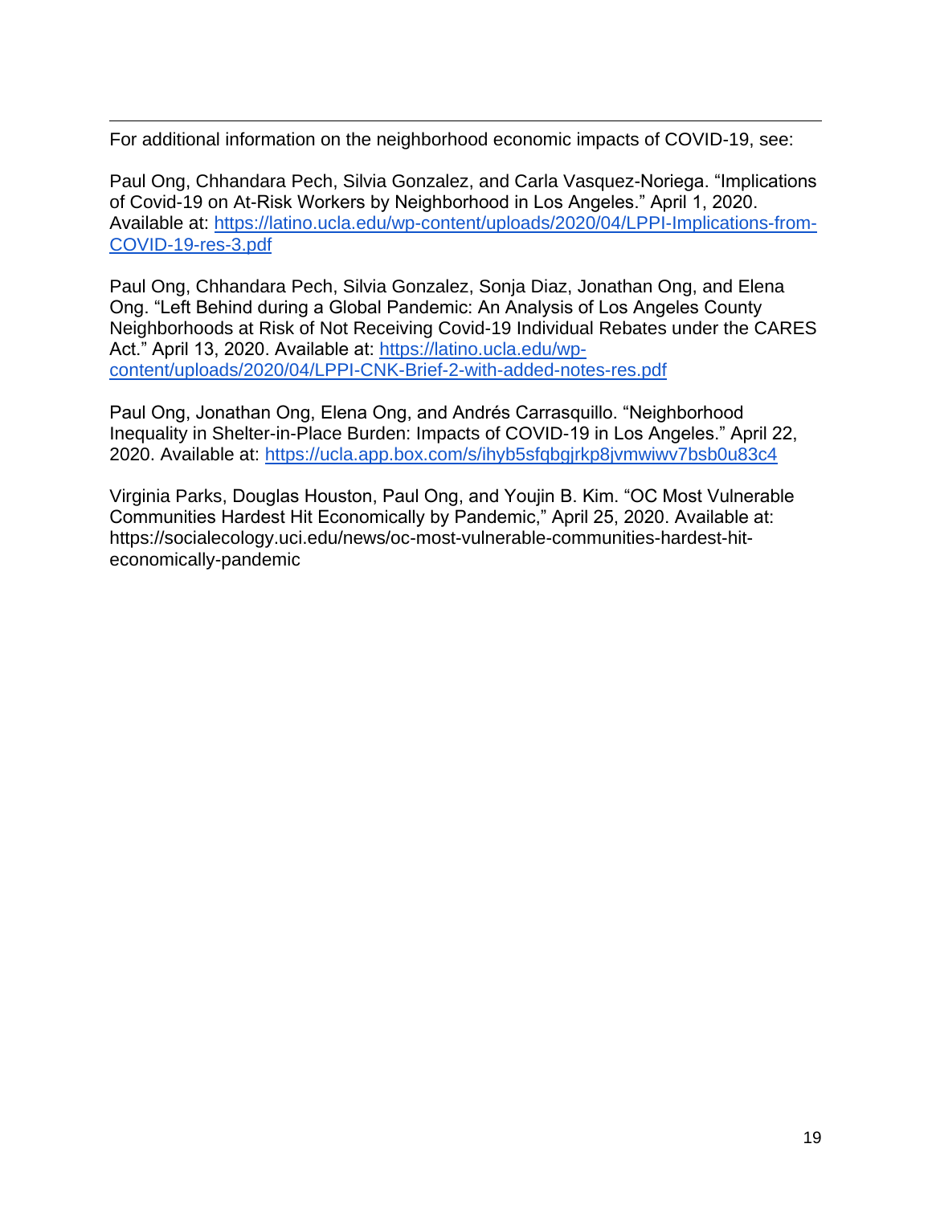For additional information on the neighborhood economic impacts of COVID-19, see:

Paul Ong, Chhandara Pech, Silvia Gonzalez, and Carla Vasquez-Noriega. "Implications of Covid-19 on At-Risk Workers by Neighborhood in Los Angeles." April 1, 2020. Available at: [https://latino.ucla.edu/wp-content/uploads/2020/04/LPPI-Implications-from-COVID-19-res-3.pdf](https://latino.ucla.edu/wp-content/uploads/2020/04/LPPI-Implications-from-COVID-19-res-3.pdf)

Paul Ong, Chhandara Pech, Silvia Gonzalez, Sonja Diaz, Jonathan Ong, and Elena Ong. "Left Behind during a Global Pandemic: An Analysis of Los Angeles County Neighborhoods at Risk of Not Receiving Covid-19 Individual Rebates under the CARES Act." April 13, 2020. Available at: [https://latino.ucla.edu/wp-content/uploads/2020/04/LPPI-CNK-Brief-2-with-added-notes-res.pdf](https://latino.ucla.edu/wp-content/uploads/2020/04/LPPI-CNK-Brief-2-with-added-notes-res.pdf)

Paul Ong, Jonathan Ong, Elena Ong, and Andrés Carrasquillo. "Neighborhood Inequality in Shelter-in-Place Burden: Impacts of COVID-19 in Los Angeles." April 22, 2020. Available at: [https://ucla.app.box.com/s/ihyb5sfqbgjrkp8jvmwiwv7bsb0u83c4](https://ucla.app.box.com/s/ihyb5sfqbgjrkp8jvmwiwv7bsb0u83c4)

Virginia Parks, Douglas Houston, Paul Ong, and Youjin B. Kim. "OC Most Vulnerable Communities Hardest Hit Economically by Pandemic," April 25, 2020. Available at: https://socialecology.uci.edu/news/oc-most-vulnerable-communities-hardest-hit-economically-pandemic